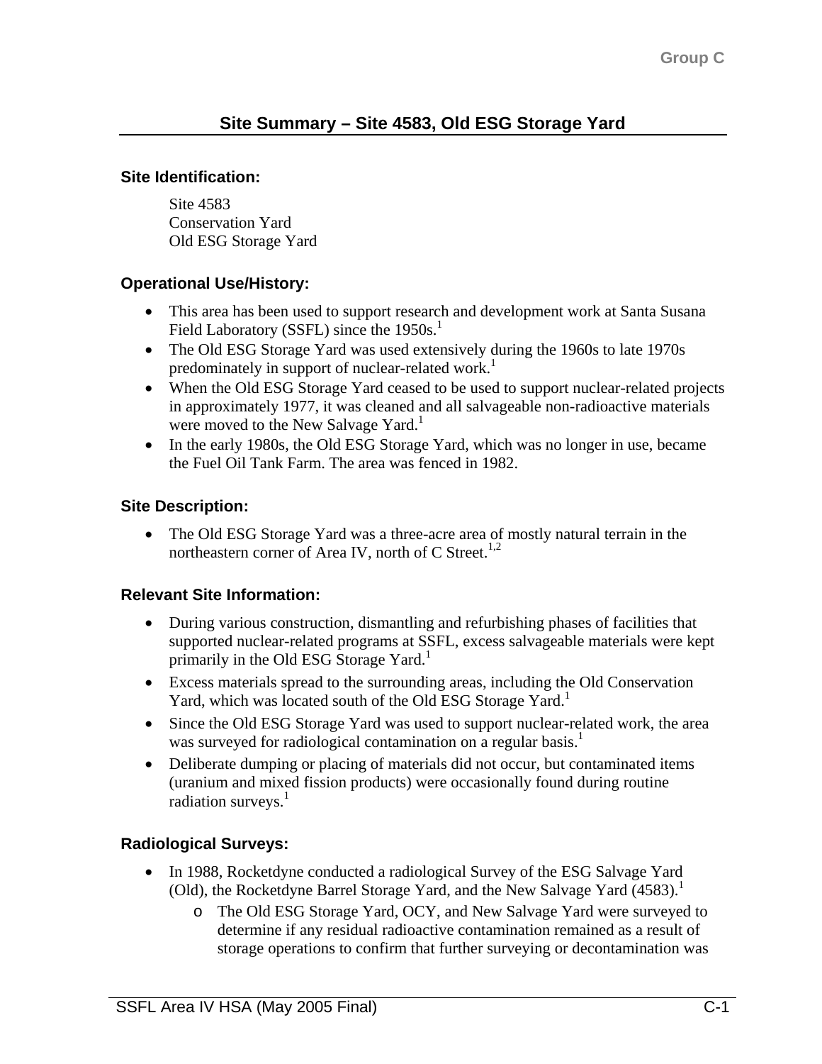## Site Summary – Site 4583, Old ESG Storage Yard

### Site Identification:

Site 4583
Conservation Yard
Old ESG Storage Yard

### Operational Use/History:

- This area has been used to support research and development work at Santa Susana Field Laboratory (SSFL) since the 1950s.[1]
- The Old ESG Storage Yard was used extensively during the 1960s to late 1970s predominately in support of nuclear-related work.[1]
- When the Old ESG Storage Yard ceased to be used to support nuclear-related projects in approximately 1977, it was cleaned and all salvageable non-radioactive materials were moved to the New Salvage Yard.[1]
- In the early 1980s, the Old ESG Storage Yard, which was no longer in use, became the Fuel Oil Tank Farm. The area was fenced in 1982.

### Site Description:

- The Old ESG Storage Yard was a three-acre area of mostly natural terrain in the northeastern corner of Area IV, north of C Street.[1,2]

### Relevant Site Information:

- During various construction, dismantling and refurbishing phases of facilities that supported nuclear-related programs at SSFL, excess salvageable materials were kept primarily in the Old ESG Storage Yard.[1]
- Excess materials spread to the surrounding areas, including the Old Conservation Yard, which was located south of the Old ESG Storage Yard.[1]
- Since the Old ESG Storage Yard was used to support nuclear-related work, the area was surveyed for radiological contamination on a regular basis.[1]
- Deliberate dumping or placing of materials did not occur, but contaminated items (uranium and mixed fission products) were occasionally found during routine radiation surveys.[1]

### Radiological Surveys:

- In 1988, Rocketdyne conducted a radiological Survey of the ESG Salvage Yard (Old), the Rocketdyne Barrel Storage Yard, and the New Salvage Yard (4583).[1]
  - The Old ESG Storage Yard, OCY, and New Salvage Yard were surveyed to determine if any residual radioactive contamination remained as a result of storage operations to confirm that further surveying or decontamination was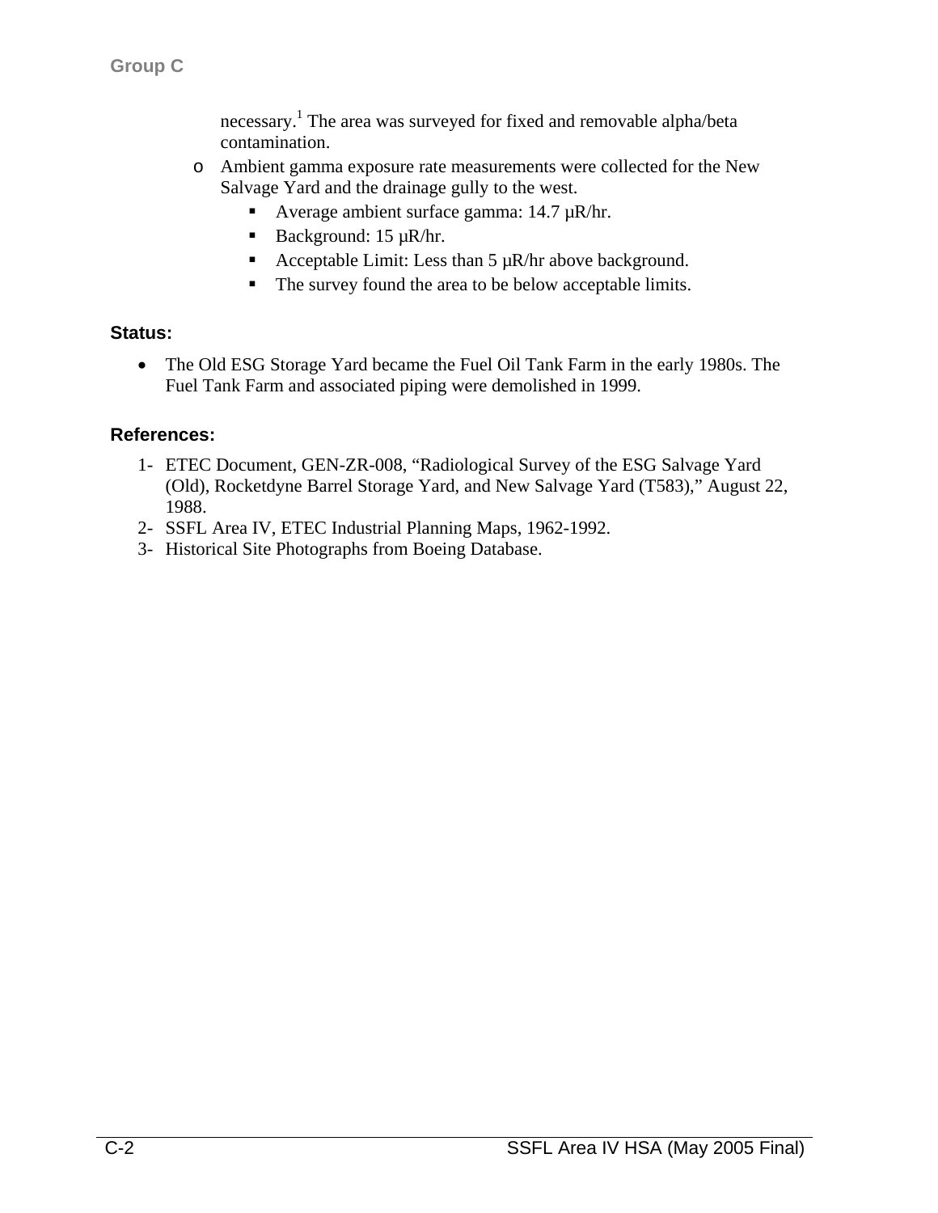necessary.[1] The area was surveyed for fixed and removable alpha/beta contamination.

- Ambient gamma exposure rate measurements were collected for the New Salvage Yard and the drainage gully to the west.
    - Average ambient surface gamma: 14.7 μR/hr.
    - Background: 15 μR/hr.
    - Acceptable Limit: Less than 5 μR/hr above background.
    - The survey found the area to be below acceptable limits.

**Status:**

- The Old ESG Storage Yard became the Fuel Oil Tank Farm in the early 1980s. The Fuel Tank Farm and associated piping were demolished in 1999.

**References:**

1- ETEC Document, GEN-ZR-008, "Radiological Survey of the ESG Salvage Yard (Old), Rocketdyne Barrel Storage Yard, and New Salvage Yard (T583)," August 22, 1988.

2- SSFL Area IV, ETEC Industrial Planning Maps, 1962-1992.

3- Historical Site Photographs from Boeing Database.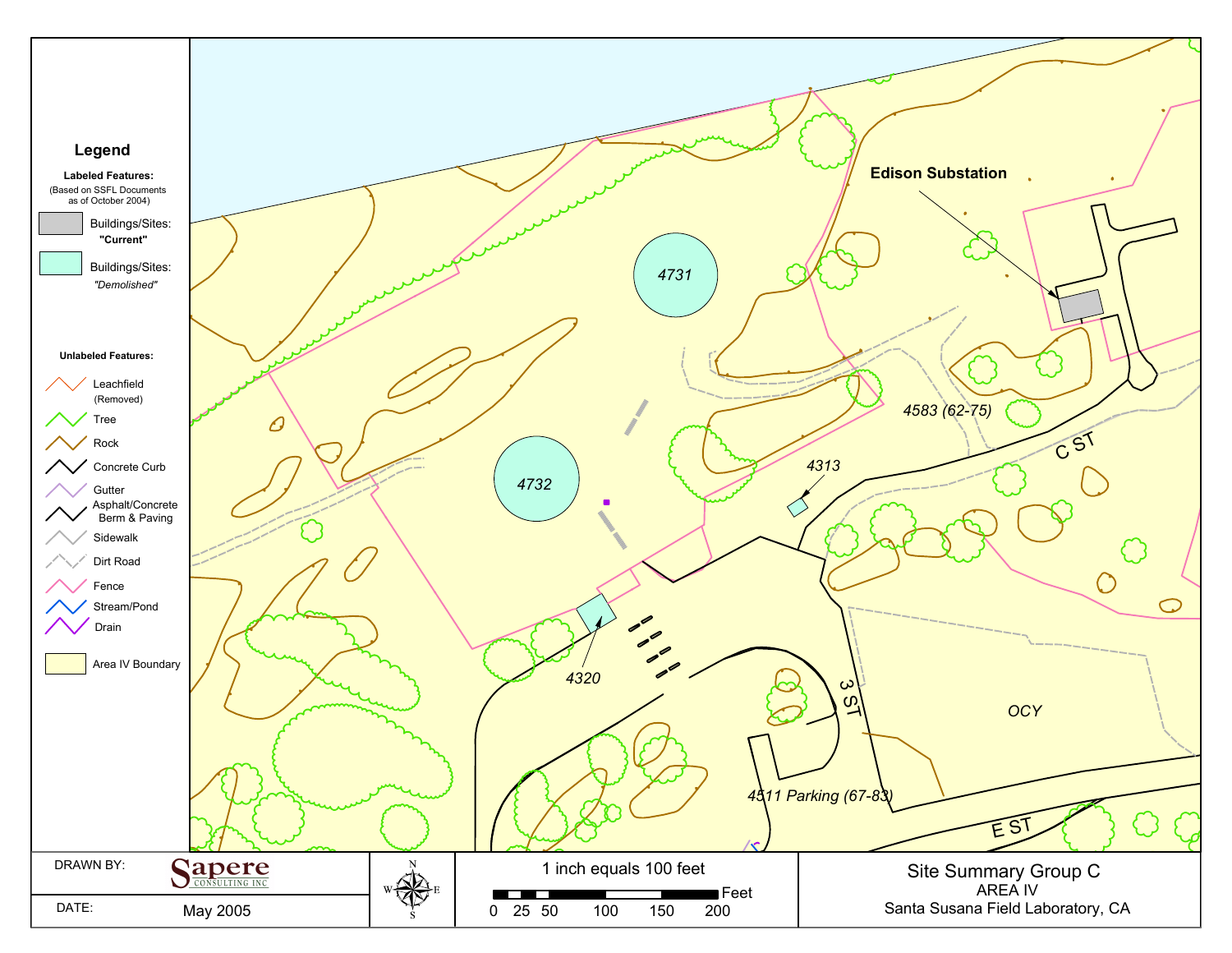## Legend

**Labeled Features:**
(Based on SSFL Documents as of October 2004)

Buildings/Sites: **"Current"**

Buildings/Sites: *"Demolished"*

**Unlabeled Features:**

- Leachfield (Removed)
- Tree
- Rock
- Concrete Curb
- Gutter
- Asphalt/Concrete Berm & Paving
- Sidewalk
- Dirt Road
- Fence
- Stream/Pond
- Drain

Area IV Boundary

**Edison Substation**

4731

4732

4583 (62-75)

C ST

4313

4320

3 ST

OCY

4511 Parking (67-83)

E ST

DRAWN BY: Sapere Consulting Inc

DATE: May 2005

1 inch equals 100 feet

0 25 50 100 150 200 Feet

Site Summary Group C
AREA IV
Santa Susana Field Laboratory, CA